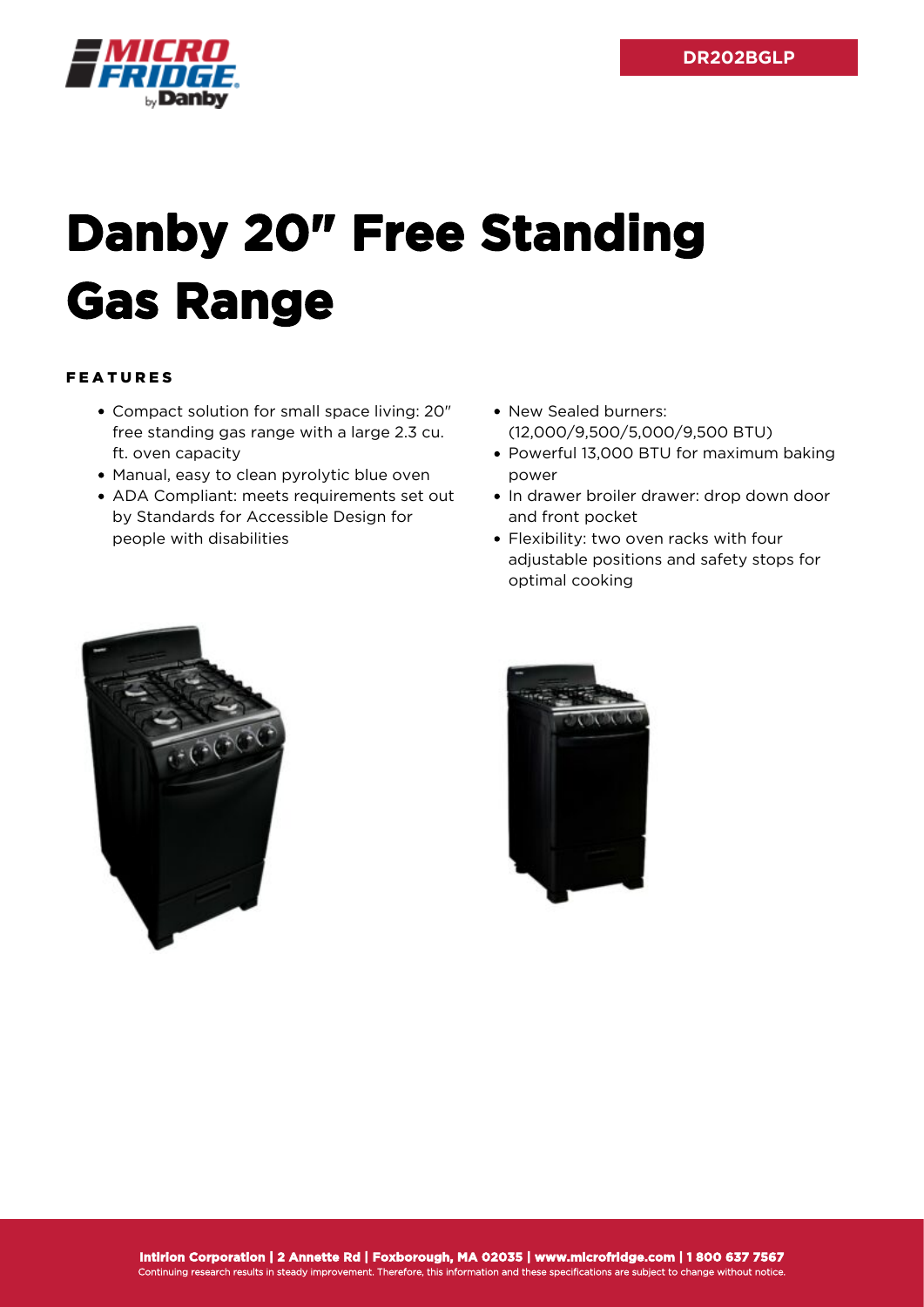DR202BGLP

# Danby 20" Free Standing Gas Range

## FEATURES

- Compact solution for small space living: 20" free standing gas range with a large 2.3 cu. ft. oven capacity
- Manual, easy to clean pyrolytic blue oven
- ADA Compliant: meets requirements set out by Standards for Accessible Design for people with disabilities
- New Sealed burners: (12,000/9,500/5,000/9,500 BTU)
- Powerful 13,000 BTU for maximum baking power
- In drawer broiler drawer: drop down door and front pocket
- Flexibility: two oven racks with four adjustable positions and safety stops for optimal cooking

**Intirion Corporation | 2 Annette Rd | Foxborough, MA 02035 | www.microfridge.com | 1 800 637 7567**
Continuing research results in steady improvement. Therefore, this information and these specifications are subject to change without notice.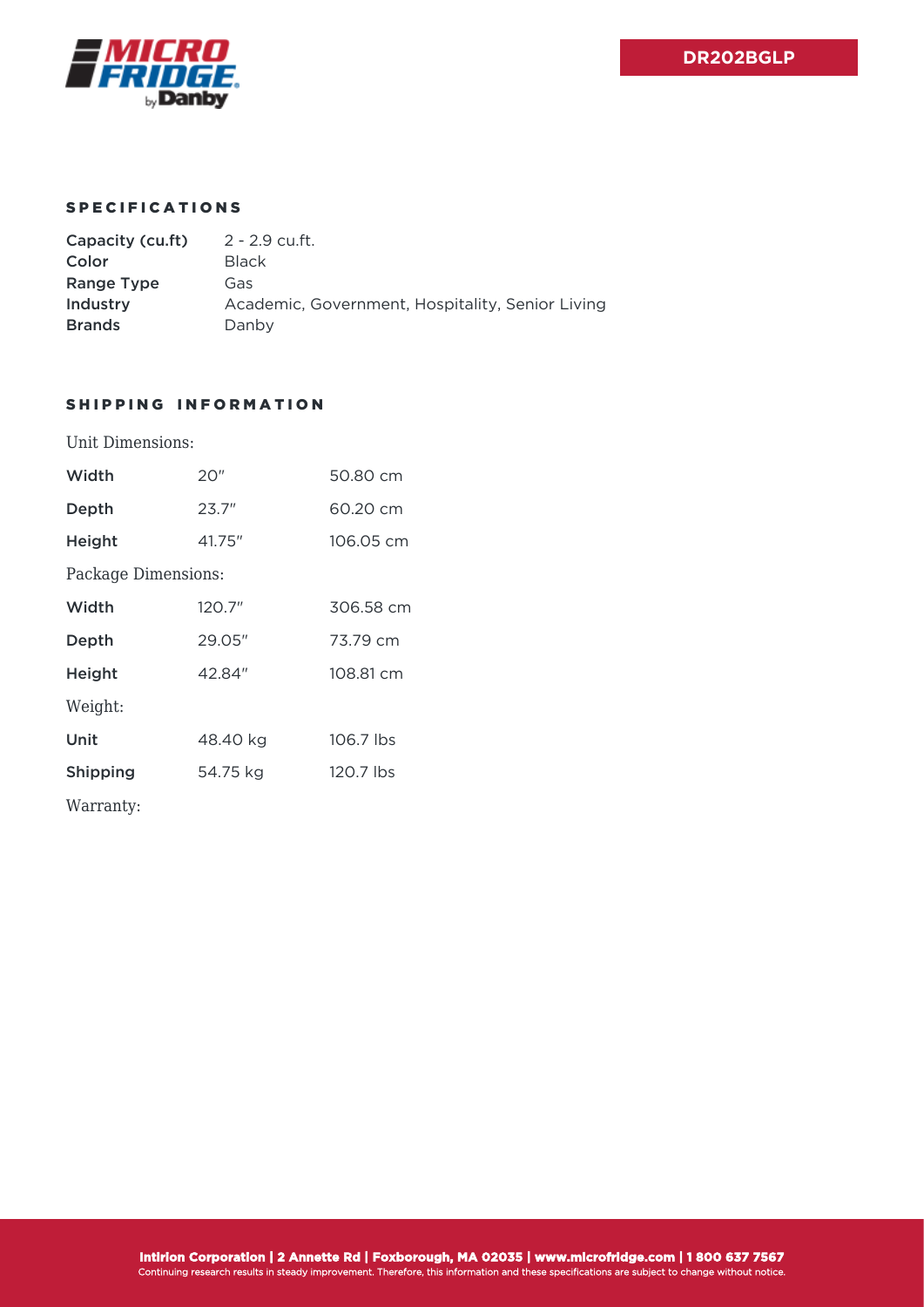DR202BGLP

## SPECIFICATIONS

| | |
|---|---|
| **Capacity (cu.ft)** | 2 - 2.9 cu.ft. |
| **Color** | Black |
| **Range Type** | Gas |
| **Industry** | Academic, Government, Hospitality, Senior Living |
| **Brands** | Danby |

## SHIPPING INFORMATION

| | | |
|---|---|---|
| Unit Dimensions: | | |
| **Width** | 20" | 50.80 cm |
| **Depth** | 23.7" | 60.20 cm |
| **Height** | 41.75" | 106.05 cm |
| Package Dimensions: | | |
| **Width** | 120.7" | 306.58 cm |
| **Depth** | 29.05" | 73.79 cm |
| **Height** | 42.84" | 108.81 cm |
| Weight: | | |
| **Unit** | 48.40 kg | 106.7 lbs |
| **Shipping** | 54.75 kg | 120.7 lbs |
| Warranty: | | |

**Intirion Corporation | 2 Annette Rd | Foxborough, MA 02035 | www.microfridge.com | 1 800 637 7567**

Continuing research results in steady improvement. Therefore, this information and these specifications are subject to change without notice.